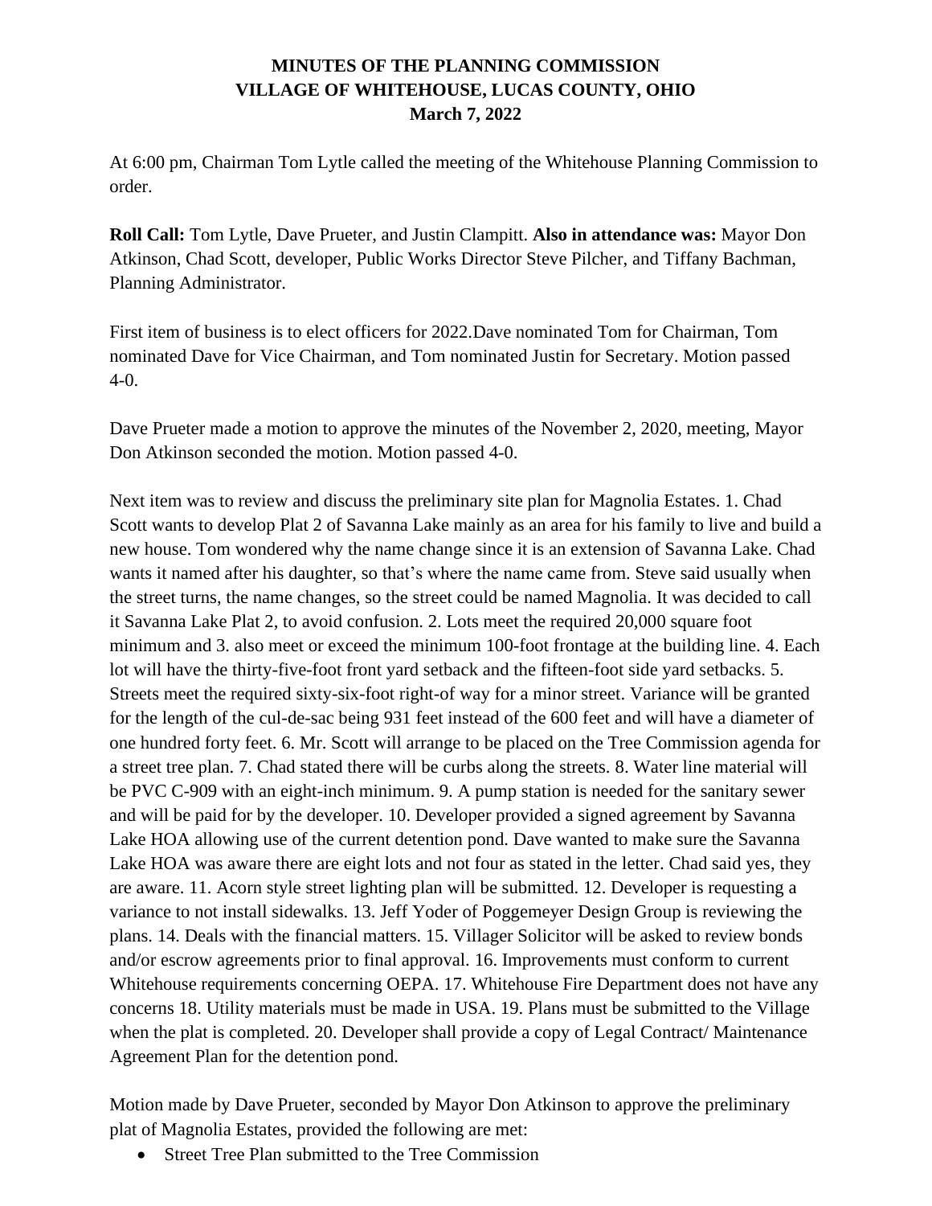**MINUTES OF THE PLANNING COMMISSION**
**VILLAGE OF WHITEHOUSE, LUCAS COUNTY, OHIO**
**March 7, 2022**

At 6:00 pm, Chairman Tom Lytle called the meeting of the Whitehouse Planning Commission to order.

**Roll Call:** Tom Lytle, Dave Prueter, and Justin Clampitt. **Also in attendance was:** Mayor Don Atkinson, Chad Scott, developer, Public Works Director Steve Pilcher, and Tiffany Bachman, Planning Administrator.

First item of business is to elect officers for 2022.Dave nominated Tom for Chairman, Tom nominated Dave for Vice Chairman, and Tom nominated Justin for Secretary. Motion passed 4-0.

Dave Prueter made a motion to approve the minutes of the November 2, 2020, meeting, Mayor Don Atkinson seconded the motion. Motion passed 4-0.

Next item was to review and discuss the preliminary site plan for Magnolia Estates. 1. Chad Scott wants to develop Plat 2 of Savanna Lake mainly as an area for his family to live and build a new house. Tom wondered why the name change since it is an extension of Savanna Lake. Chad wants it named after his daughter, so that's where the name came from. Steve said usually when the street turns, the name changes, so the street could be named Magnolia. It was decided to call it Savanna Lake Plat 2, to avoid confusion. 2. Lots meet the required 20,000 square foot minimum and 3. also meet or exceed the minimum 100-foot frontage at the building line. 4. Each lot will have the thirty-five-foot front yard setback and the fifteen-foot side yard setbacks. 5. Streets meet the required sixty-six-foot right-of way for a minor street. Variance will be granted for the length of the cul-de-sac being 931 feet instead of the 600 feet and will have a diameter of one hundred forty feet. 6. Mr. Scott will arrange to be placed on the Tree Commission agenda for a street tree plan. 7. Chad stated there will be curbs along the streets. 8. Water line material will be PVC C-909 with an eight-inch minimum. 9. A pump station is needed for the sanitary sewer and will be paid for by the developer. 10. Developer provided a signed agreement by Savanna Lake HOA allowing use of the current detention pond. Dave wanted to make sure the Savanna Lake HOA was aware there are eight lots and not four as stated in the letter. Chad said yes, they are aware. 11. Acorn style street lighting plan will be submitted. 12. Developer is requesting a variance to not install sidewalks. 13. Jeff Yoder of Poggemeyer Design Group is reviewing the plans. 14. Deals with the financial matters. 15. Villager Solicitor will be asked to review bonds and/or escrow agreements prior to final approval. 16. Improvements must conform to current Whitehouse requirements concerning OEPA. 17. Whitehouse Fire Department does not have any concerns 18. Utility materials must be made in USA. 19. Plans must be submitted to the Village when the plat is completed. 20. Developer shall provide a copy of Legal Contract/ Maintenance Agreement Plan for the detention pond.

Motion made by Dave Prueter, seconded by Mayor Don Atkinson to approve the preliminary plat of Magnolia Estates, provided the following are met:

- Street Tree Plan submitted to the Tree Commission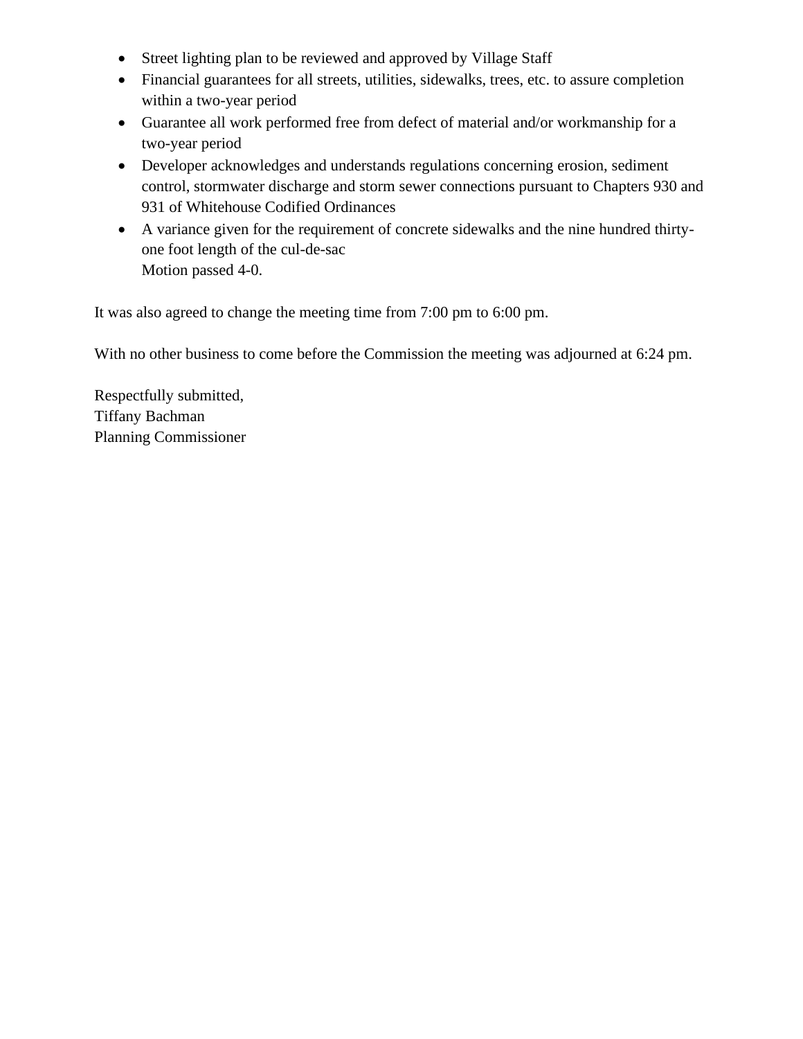- Street lighting plan to be reviewed and approved by Village Staff
- Financial guarantees for all streets, utilities, sidewalks, trees, etc. to assure completion within a two-year period
- Guarantee all work performed free from defect of material and/or workmanship for a two-year period
- Developer acknowledges and understands regulations concerning erosion, sediment control, stormwater discharge and storm sewer connections pursuant to Chapters 930 and 931 of Whitehouse Codified Ordinances
- A variance given for the requirement of concrete sidewalks and the nine hundred thirty-one foot length of the cul-de-sac
  Motion passed 4-0.

It was also agreed to change the meeting time from 7:00 pm to 6:00 pm.

With no other business to come before the Commission the meeting was adjourned at 6:24 pm.

Respectfully submitted,
Tiffany Bachman
Planning Commissioner